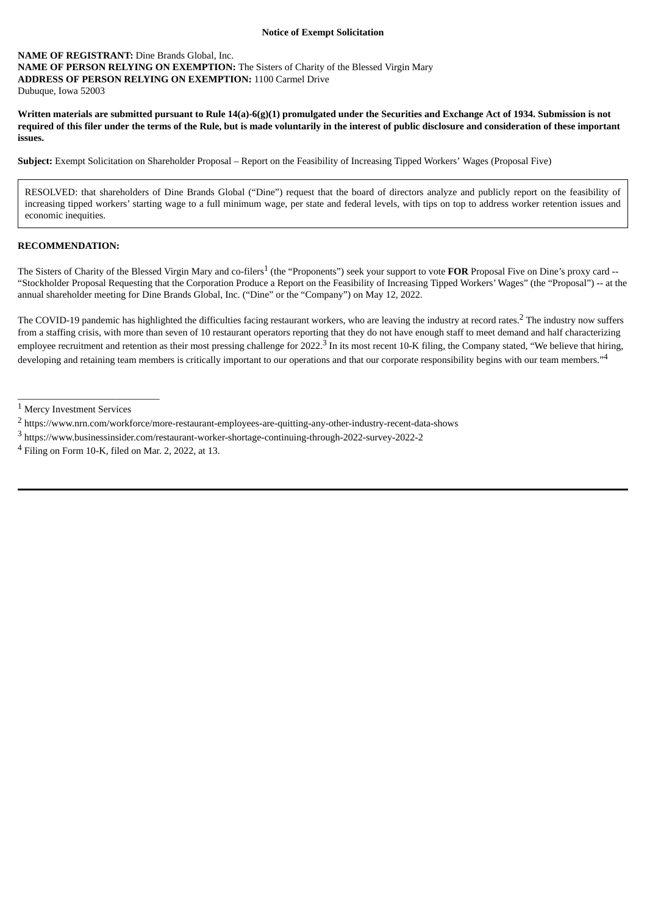**Notice of Exempt Solicitation**

**NAME OF REGISTRANT:** Dine Brands Global, Inc.
**NAME OF PERSON RELYING ON EXEMPTION:** The Sisters of Charity of the Blessed Virgin Mary
**ADDRESS OF PERSON RELYING ON EXEMPTION:** 1100 Carmel Drive
Dubuque, Iowa 52003

**Written materials are submitted pursuant to Rule 14(a)-6(g)(1) promulgated under the Securities and Exchange Act of 1934. Submission is not required of this filer under the terms of the Rule, but is made voluntarily in the interest of public disclosure and consideration of these important issues.**

**Subject:** Exempt Solicitation on Shareholder Proposal – Report on the Feasibility of Increasing Tipped Workers' Wages (Proposal Five)

> RESOLVED: that shareholders of Dine Brands Global ("Dine") request that the board of directors analyze and publicly report on the feasibility of increasing tipped workers' starting wage to a full minimum wage, per state and federal levels, with tips on top to address worker retention issues and economic inequities.

**RECOMMENDATION:**

The Sisters of Charity of the Blessed Virgin Mary and co-filers[1] (the "Proponents") seek your support to vote **FOR** Proposal Five on Dine's proxy card -- "Stockholder Proposal Requesting that the Corporation Produce a Report on the Feasibility of Increasing Tipped Workers' Wages" (the "Proposal") -- at the annual shareholder meeting for Dine Brands Global, Inc. ("Dine" or the "Company") on May 12, 2022.

The COVID-19 pandemic has highlighted the difficulties facing restaurant workers, who are leaving the industry at record rates.[2] The industry now suffers from a staffing crisis, with more than seven of 10 restaurant operators reporting that they do not have enough staff to meet demand and half characterizing employee recruitment and retention as their most pressing challenge for 2022.[3] In its most recent 10-K filing, the Company stated, "We believe that hiring, developing and retaining team members is critically important to our operations and that our corporate responsibility begins with our team members."[4]

---

[1] Mercy Investment Services

[2] https://www.nrn.com/workforce/more-restaurant-employees-are-quitting-any-other-industry-recent-data-shows

[3] https://www.businessinsider.com/restaurant-worker-shortage-continuing-through-2022-survey-2022-2

[4] Filing on Form 10-K, filed on Mar. 2, 2022, at 13.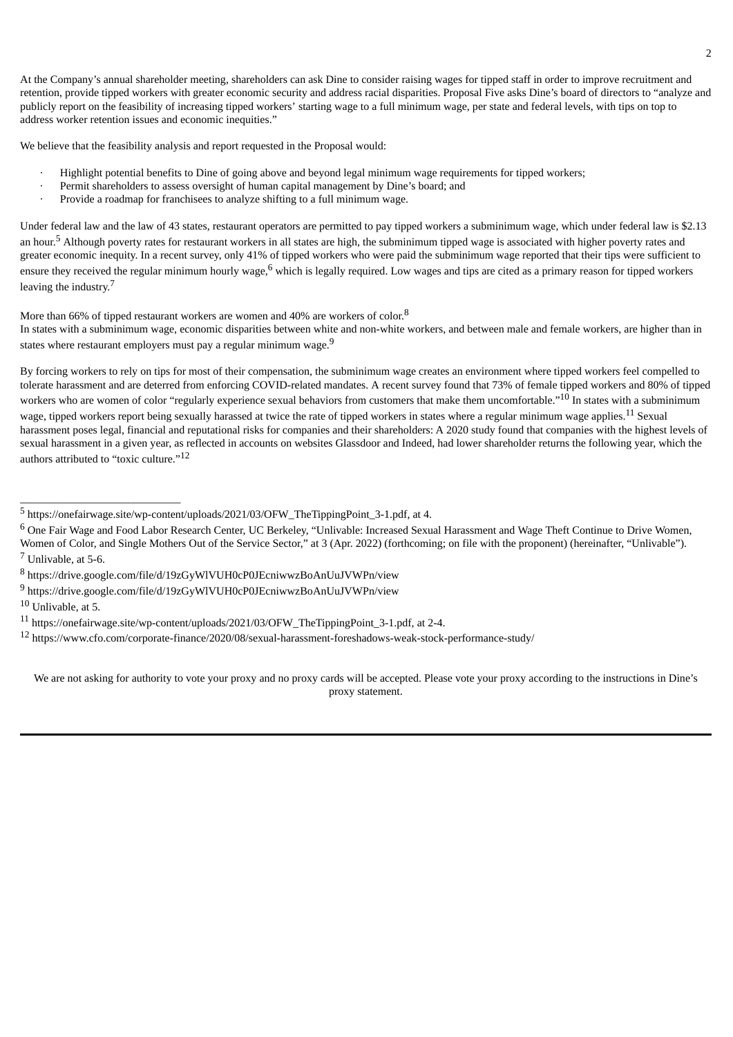At the Company's annual shareholder meeting, shareholders can ask Dine to consider raising wages for tipped staff in order to improve recruitment and retention, provide tipped workers with greater economic security and address racial disparities. Proposal Five asks Dine's board of directors to "analyze and publicly report on the feasibility of increasing tipped workers' starting wage to a full minimum wage, per state and federal levels, with tips on top to address worker retention issues and economic inequities."

We believe that the feasibility analysis and report requested in the Proposal would:

- Highlight potential benefits to Dine of going above and beyond legal minimum wage requirements for tipped workers;
- Permit shareholders to assess oversight of human capital management by Dine's board; and
- Provide a roadmap for franchisees to analyze shifting to a full minimum wage.

Under federal law and the law of 43 states, restaurant operators are permitted to pay tipped workers a subminimum wage, which under federal law is $2.13 an hour.[5] Although poverty rates for restaurant workers in all states are high, the subminimum tipped wage is associated with higher poverty rates and greater economic inequity. In a recent survey, only 41% of tipped workers who were paid the subminimum wage reported that their tips were sufficient to ensure they received the regular minimum hourly wage,[6] which is legally required. Low wages and tips are cited as a primary reason for tipped workers leaving the industry.[7]

More than 66% of tipped restaurant workers are women and 40% are workers of color.[8]
In states with a subminimum wage, economic disparities between white and non-white workers, and between male and female workers, are higher than in states where restaurant employers must pay a regular minimum wage.[9]

By forcing workers to rely on tips for most of their compensation, the subminimum wage creates an environment where tipped workers feel compelled to tolerate harassment and are deterred from enforcing COVID-related mandates. A recent survey found that 73% of female tipped workers and 80% of tipped workers who are women of color "regularly experience sexual behaviors from customers that make them uncomfortable."[10] In states with a subminimum wage, tipped workers report being sexually harassed at twice the rate of tipped workers in states where a regular minimum wage applies.[11] Sexual harassment poses legal, financial and reputational risks for companies and their shareholders: A 2020 study found that companies with the highest levels of sexual harassment in a given year, as reflected in accounts on websites Glassdoor and Indeed, had lower shareholder returns the following year, which the authors attributed to "toxic culture."[12]

---

[5] https://onefairwage.site/wp-content/uploads/2021/03/OFW_TheTippingPoint_3-1.pdf, at 4.

[6] One Fair Wage and Food Labor Research Center, UC Berkeley, "Unlivable: Increased Sexual Harassment and Wage Theft Continue to Drive Women, Women of Color, and Single Mothers Out of the Service Sector," at 3 (Apr. 2022) (forthcoming; on file with the proponent) (hereinafter, "Unlivable").

[7] Unlivable, at 5-6.

[8] https://drive.google.com/file/d/19zGyWlVUH0cP0JEcniwwzBoAnUuJVWPn/view

[9] https://drive.google.com/file/d/19zGyWlVUH0cP0JEcniwwzBoAnUuJVWPn/view

[10] Unlivable, at 5.

[11] https://onefairwage.site/wp-content/uploads/2021/03/OFW_TheTippingPoint_3-1.pdf, at 2-4.

[12] https://www.cfo.com/corporate-finance/2020/08/sexual-harassment-foreshadows-weak-stock-performance-study/

We are not asking for authority to vote your proxy and no proxy cards will be accepted. Please vote your proxy according to the instructions in Dine's proxy statement.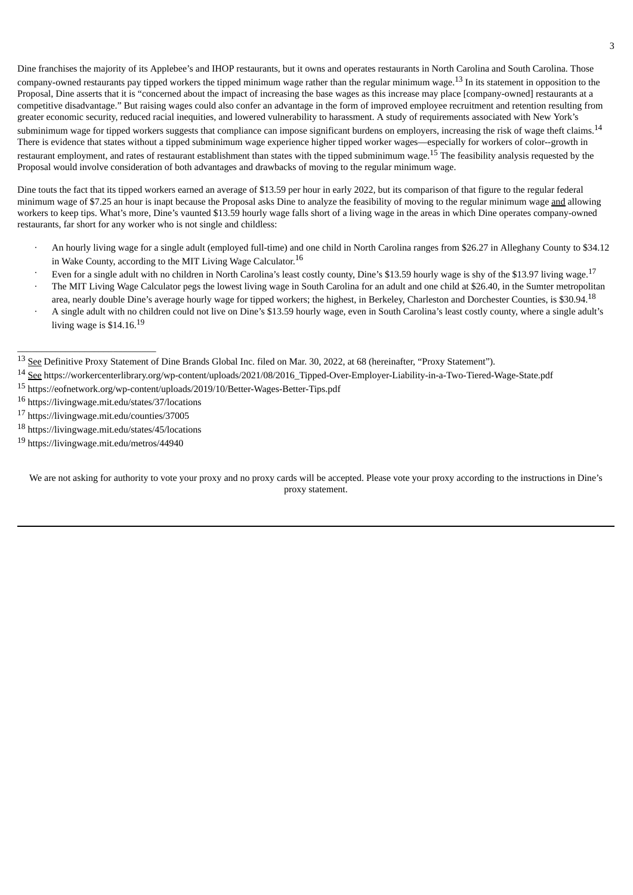Dine franchises the majority of its Applebee's and IHOP restaurants, but it owns and operates restaurants in North Carolina and South Carolina. Those company-owned restaurants pay tipped workers the tipped minimum wage rather than the regular minimum wage.[13] In its statement in opposition to the Proposal, Dine asserts that it is "concerned about the impact of increasing the base wages as this increase may place [company-owned] restaurants at a competitive disadvantage." But raising wages could also confer an advantage in the form of improved employee recruitment and retention resulting from greater economic security, reduced racial inequities, and lowered vulnerability to harassment. A study of requirements associated with New York's subminimum wage for tipped workers suggests that compliance can impose significant burdens on employers, increasing the risk of wage theft claims.[14] There is evidence that states without a tipped subminimum wage experience higher tipped worker wages—especially for workers of color--growth in restaurant employment, and rates of restaurant establishment than states with the tipped subminimum wage.[15] The feasibility analysis requested by the Proposal would involve consideration of both advantages and drawbacks of moving to the regular minimum wage.

Dine touts the fact that its tipped workers earned an average of $13.59 per hour in early 2022, but its comparison of that figure to the regular federal minimum wage of $7.25 an hour is inapt because the Proposal asks Dine to analyze the feasibility of moving to the regular minimum wage and allowing workers to keep tips. What's more, Dine's vaunted $13.59 hourly wage falls short of a living wage in the areas in which Dine operates company-owned restaurants, far short for any worker who is not single and childless:

- An hourly living wage for a single adult (employed full-time) and one child in North Carolina ranges from $26.27 in Alleghany County to $34.12 in Wake County, according to the MIT Living Wage Calculator.[16]
- Even for a single adult with no children in North Carolina's least costly county, Dine's $13.59 hourly wage is shy of the $13.97 living wage.[17]
- The MIT Living Wage Calculator pegs the lowest living wage in South Carolina for an adult and one child at $26.40, in the Sumter metropolitan area, nearly double Dine's average hourly wage for tipped workers; the highest, in Berkeley, Charleston and Dorchester Counties, is $30.94.[18]
- A single adult with no children could not live on Dine's $13.59 hourly wage, even in South Carolina's least costly county, where a single adult's living wage is $14.16.[19]

---

[13] See Definitive Proxy Statement of Dine Brands Global Inc. filed on Mar. 30, 2022, at 68 (hereinafter, "Proxy Statement").

[14] See https://workercenterlibrary.org/wp-content/uploads/2021/08/2016_Tipped-Over-Employer-Liability-in-a-Two-Tiered-Wage-State.pdf

[15] https://eofnetwork.org/wp-content/uploads/2019/10/Better-Wages-Better-Tips.pdf

[16] https://livingwage.mit.edu/states/37/locations

[17] https://livingwage.mit.edu/counties/37005

[18] https://livingwage.mit.edu/states/45/locations

[19] https://livingwage.mit.edu/metros/44940

We are not asking for authority to vote your proxy and no proxy cards will be accepted. Please vote your proxy according to the instructions in Dine's proxy statement.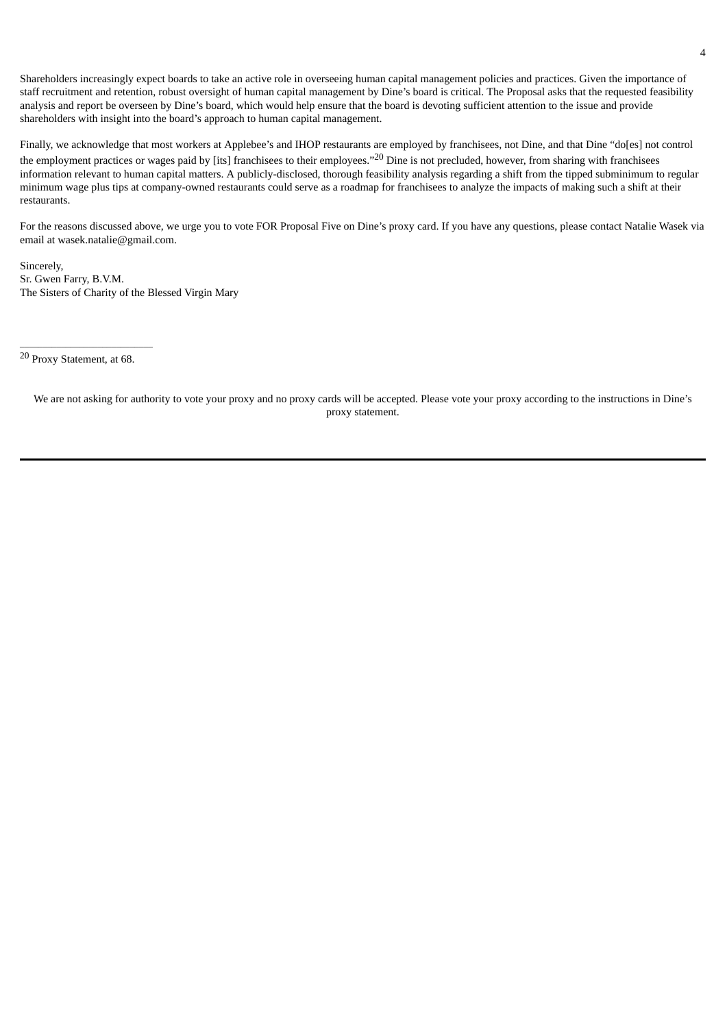Shareholders increasingly expect boards to take an active role in overseeing human capital management policies and practices. Given the importance of staff recruitment and retention, robust oversight of human capital management by Dine's board is critical. The Proposal asks that the requested feasibility analysis and report be overseen by Dine's board, which would help ensure that the board is devoting sufficient attention to the issue and provide shareholders with insight into the board's approach to human capital management.

Finally, we acknowledge that most workers at Applebee's and IHOP restaurants are employed by franchisees, not Dine, and that Dine "do[es] not control the employment practices or wages paid by [its] franchisees to their employees."[20] Dine is not precluded, however, from sharing with franchisees information relevant to human capital matters. A publicly-disclosed, thorough feasibility analysis regarding a shift from the tipped subminimum to regular minimum wage plus tips at company-owned restaurants could serve as a roadmap for franchisees to analyze the impacts of making such a shift at their restaurants.

For the reasons discussed above, we urge you to vote FOR Proposal Five on Dine's proxy card. If you have any questions, please contact Natalie Wasek via email at wasek.natalie@gmail.com.

Sincerely,
Sr. Gwen Farry, B.V.M.
The Sisters of Charity of the Blessed Virgin Mary

---

[20] Proxy Statement, at 68.

We are not asking for authority to vote your proxy and no proxy cards will be accepted. Please vote your proxy according to the instructions in Dine's proxy statement.